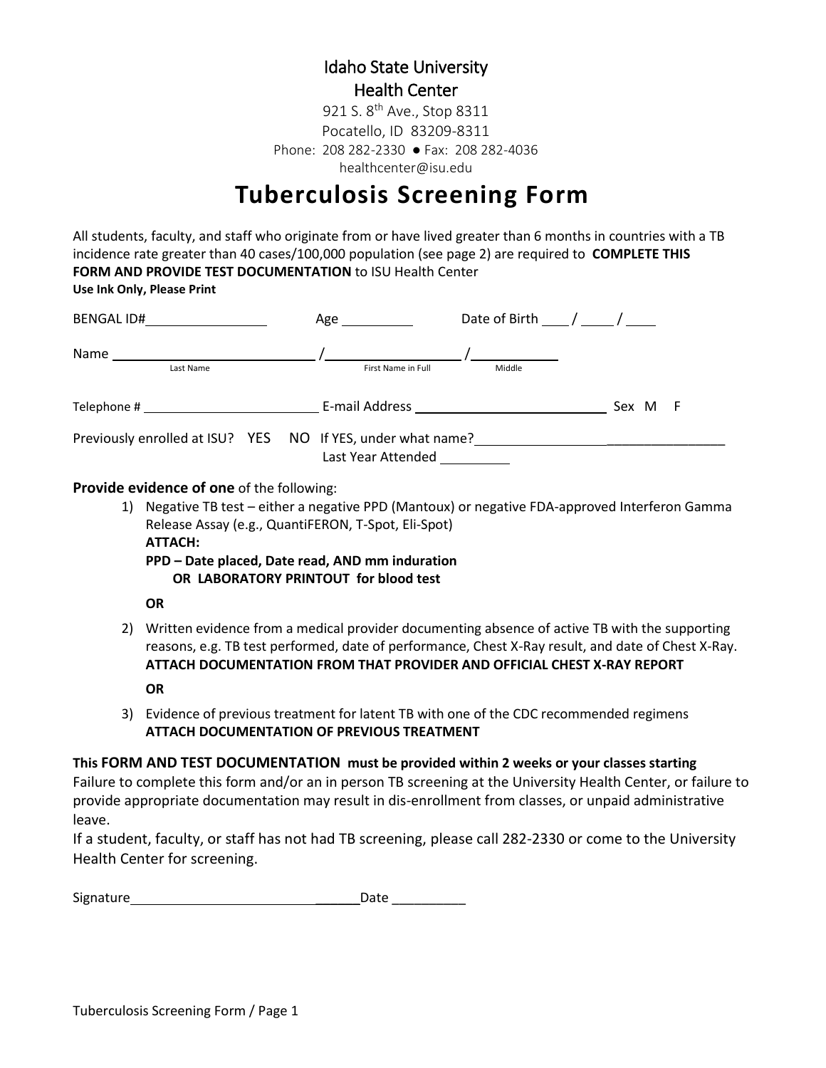Idaho State University
Health Center
921 S. 8th Ave., Stop 8311
Pocatello, ID 83209-8311
Phone: 208 282-2330 ● Fax: 208 282-4036
healthcenter@isu.edu

# Tuberculosis Screening Form

All students, faculty, and staff who originate from or have lived greater than 6 months in countries with a TB incidence rate greater than 40 cases/100,000 population (see page 2) are required to **COMPLETE THIS FORM AND PROVIDE TEST DOCUMENTATION** to ISU Health Center
**Use Ink Only, Please Print**

BENGAL ID#________________ Age __________ Date of Birth ____ / ____ / ____

Name ____________________________ / ____________________ / ____________
Last Name / First Name in Full / Middle

Telephone # ________________________ E-mail Address __________________________ Sex M F

Previously enrolled at ISU? YES NO If YES, under what name? ________________________________
Last Year Attended __________

**Provide evidence of one** of the following:

1) Negative TB test – either a negative PPD (Mantoux) or negative FDA-approved Interferon Gamma Release Assay (e.g., QuantiFERON, T-Spot, Eli-Spot)
   **ATTACH:**
   **PPD – Date placed, Date read, AND mm induration**
   **OR LABORATORY PRINTOUT for blood test**

   **OR**

2) Written evidence from a medical provider documenting absence of active TB with the supporting reasons, e.g. TB test performed, date of performance, Chest X-Ray result, and date of Chest X-Ray.
   **ATTACH DOCUMENTATION FROM THAT PROVIDER AND OFFICIAL CHEST X-RAY REPORT**

   **OR**

3) Evidence of previous treatment for latent TB with one of the CDC recommended regimens
   **ATTACH DOCUMENTATION OF PREVIOUS TREATMENT**

**This FORM AND TEST DOCUMENTATION must be provided within 2 weeks or your classes starting**
Failure to complete this form and/or an in person TB screening at the University Health Center, or failure to provide appropriate documentation may result in dis-enrollment from classes, or unpaid administrative leave.
If a student, faculty, or staff has not had TB screening, please call 282-2330 or come to the University Health Center for screening.

Signature ______________________________ Date __________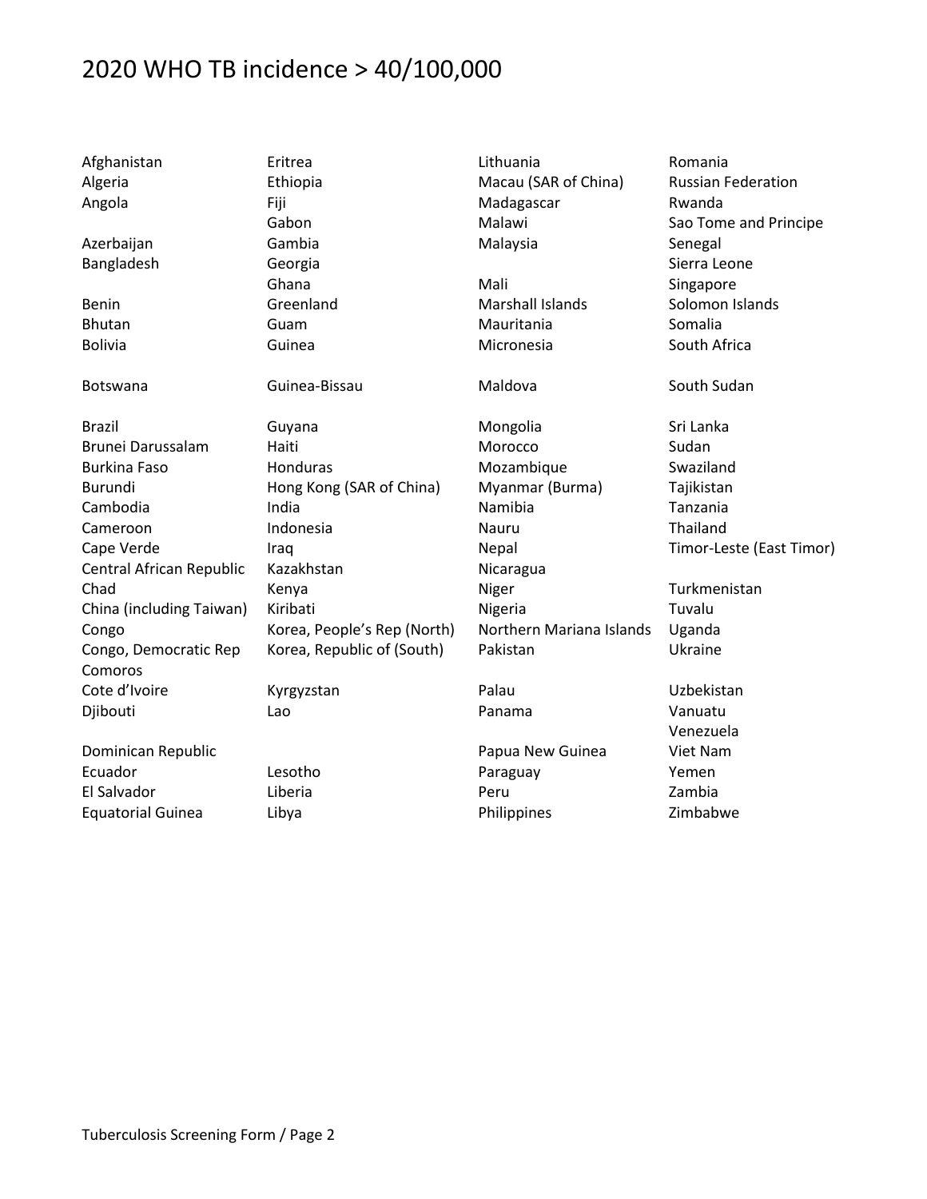# 2020 WHO TB incidence > 40/100,000

Afghanistan
Algeria
Angola
Azerbaijan
Bangladesh
Benin
Bhutan
Bolivia
Botswana
Brazil
Brunei Darussalam
Burkina Faso
Burundi
Cambodia
Cameroon
Cape Verde
Central African Republic
Chad
China (including Taiwan)
Congo
Congo, Democratic Rep
Comoros
Cote d'Ivoire
Djibouti
Dominican Republic
Ecuador
El Salvador
Equatorial Guinea
Eritrea
Ethiopia
Fiji
Gabon
Gambia
Georgia
Ghana
Greenland
Guam
Guinea
Guinea-Bissau
Guyana
Haiti
Honduras
Hong Kong (SAR of China)
India
Indonesia
Iraq
Kazakhstan
Kenya
Kiribati
Korea, People's Rep (North)
Korea, Republic of (South)
Kyrgyzstan
Lao
Lesotho
Liberia
Libya
Lithuania
Macau (SAR of China)
Madagascar
Malawi
Malaysia
Mali
Marshall Islands
Mauritania
Micronesia
Maldova
Mongolia
Morocco
Mozambique
Myanmar (Burma)
Namibia
Nauru
Nepal
Nicaragua
Niger
Nigeria
Northern Mariana Islands
Pakistan
Palau
Panama
Papua New Guinea
Paraguay
Peru
Philippines
Romania
Russian Federation
Rwanda
Sao Tome and Principe
Senegal
Sierra Leone
Singapore
Solomon Islands
Somalia
South Africa
South Sudan
Sri Lanka
Sudan
Swaziland
Tajikistan
Tanzania
Thailand
Timor-Leste (East Timor)
Turkmenistan
Tuvalu
Uganda
Ukraine
Uzbekistan
Vanuatu
Venezuela
Viet Nam
Yemen
Zambia
Zimbabwe